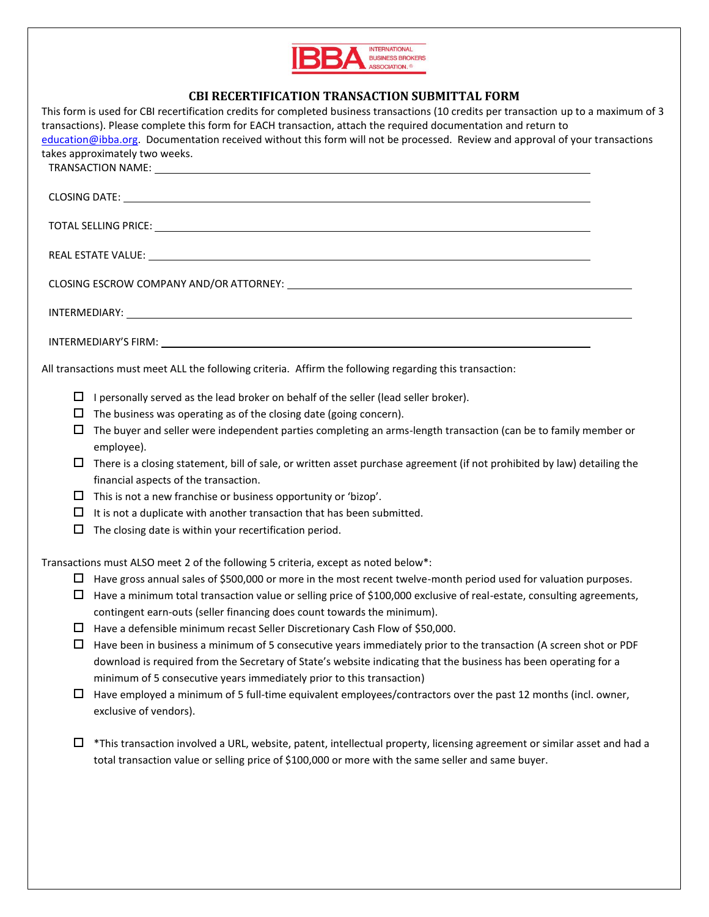# CBI RECERTIFICATION TRANSACTION SUBMITTAL FORM

This form is used for CBI recertification credits for completed business transactions (10 credits per transaction up to a maximum of 3 transactions). Please complete this form for EACH transaction, attach the required documentation and return to education@ibba.org. Documentation received without this form will not be processed. Review and approval of your transactions takes approximately two weeks.

TRANSACTION NAME: ____________________

CLOSING DATE: ____________________

TOTAL SELLING PRICE: ____________________

REAL ESTATE VALUE: ____________________

CLOSING ESCROW COMPANY AND/OR ATTORNEY: ____________________

INTERMEDIARY: ____________________

INTERMEDIARY'S FIRM: ____________________

All transactions must meet ALL the following criteria. Affirm the following regarding this transaction:

- ☐ I personally served as the lead broker on behalf of the seller (lead seller broker).
- ☐ The business was operating as of the closing date (going concern).
- ☐ The buyer and seller were independent parties completing an arms-length transaction (can be to family member or employee).
- ☐ There is a closing statement, bill of sale, or written asset purchase agreement (if not prohibited by law) detailing the financial aspects of the transaction.
- ☐ This is not a new franchise or business opportunity or 'bizop'.
- ☐ It is not a duplicate with another transaction that has been submitted.
- ☐ The closing date is within your recertification period.

Transactions must ALSO meet 2 of the following 5 criteria, except as noted below*:

- ☐ Have gross annual sales of $500,000 or more in the most recent twelve-month period used for valuation purposes.
- ☐ Have a minimum total transaction value or selling price of $100,000 exclusive of real-estate, consulting agreements, contingent earn-outs (seller financing does count towards the minimum).
- ☐ Have a defensible minimum recast Seller Discretionary Cash Flow of $50,000.
- ☐ Have been in business a minimum of 5 consecutive years immediately prior to the transaction (A screen shot or PDF download is required from the Secretary of State's website indicating that the business has been operating for a minimum of 5 consecutive years immediately prior to this transaction)
- ☐ Have employed a minimum of 5 full-time equivalent employees/contractors over the past 12 months (incl. owner, exclusive of vendors).

- ☐ *This transaction involved a URL, website, patent, intellectual property, licensing agreement or similar asset and had a total transaction value or selling price of $100,000 or more with the same seller and same buyer.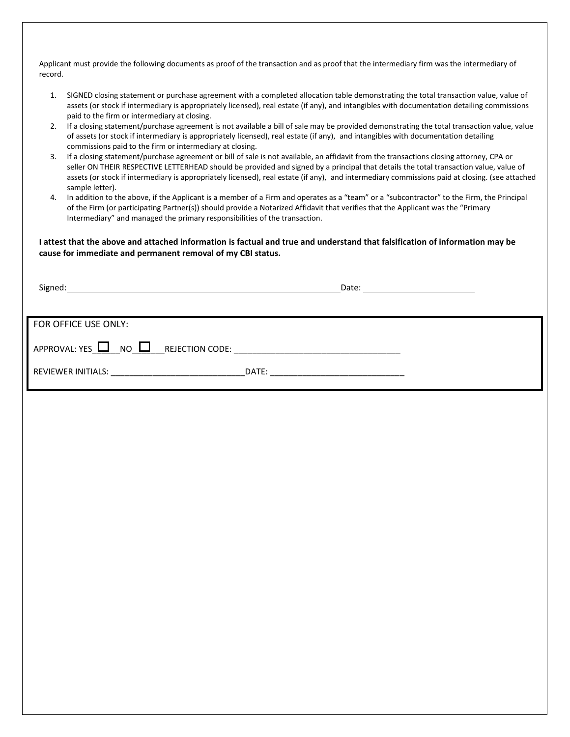Applicant must provide the following documents as proof of the transaction and as proof that the intermediary firm was the intermediary of record.

1. SIGNED closing statement or purchase agreement with a completed allocation table demonstrating the total transaction value, value of assets (or stock if intermediary is appropriately licensed), real estate (if any), and intangibles with documentation detailing commissions paid to the firm or intermediary at closing.
2. If a closing statement/purchase agreement is not available a bill of sale may be provided demonstrating the total transaction value, value of assets (or stock if intermediary is appropriately licensed), real estate (if any), and intangibles with documentation detailing commissions paid to the firm or intermediary at closing.
3. If a closing statement/purchase agreement or bill of sale is not available, an affidavit from the transactions closing attorney, CPA or seller ON THEIR RESPECTIVE LETTERHEAD should be provided and signed by a principal that details the total transaction value, value of assets (or stock if intermediary is appropriately licensed), real estate (if any), and intermediary commissions paid at closing. (see attached sample letter).
4. In addition to the above, if the Applicant is a member of a Firm and operates as a "team" or a "subcontractor" to the Firm, the Principal of the Firm (or participating Partner(s)) should provide a Notarized Affidavit that verifies that the Applicant was the "Primary Intermediary" and managed the primary responsibilities of the transaction.

**I attest that the above and attached information is factual and true and understand that falsification of information may be cause for immediate and permanent removal of my CBI status.**

Signed:_______________________________________________ Date: ____________________

FOR OFFICE USE ONLY:

APPROVAL: YES ☐ NO ☐ REJECTION CODE: ___________________________________

REVIEWER INITIALS: ____________________________ DATE: ____________________________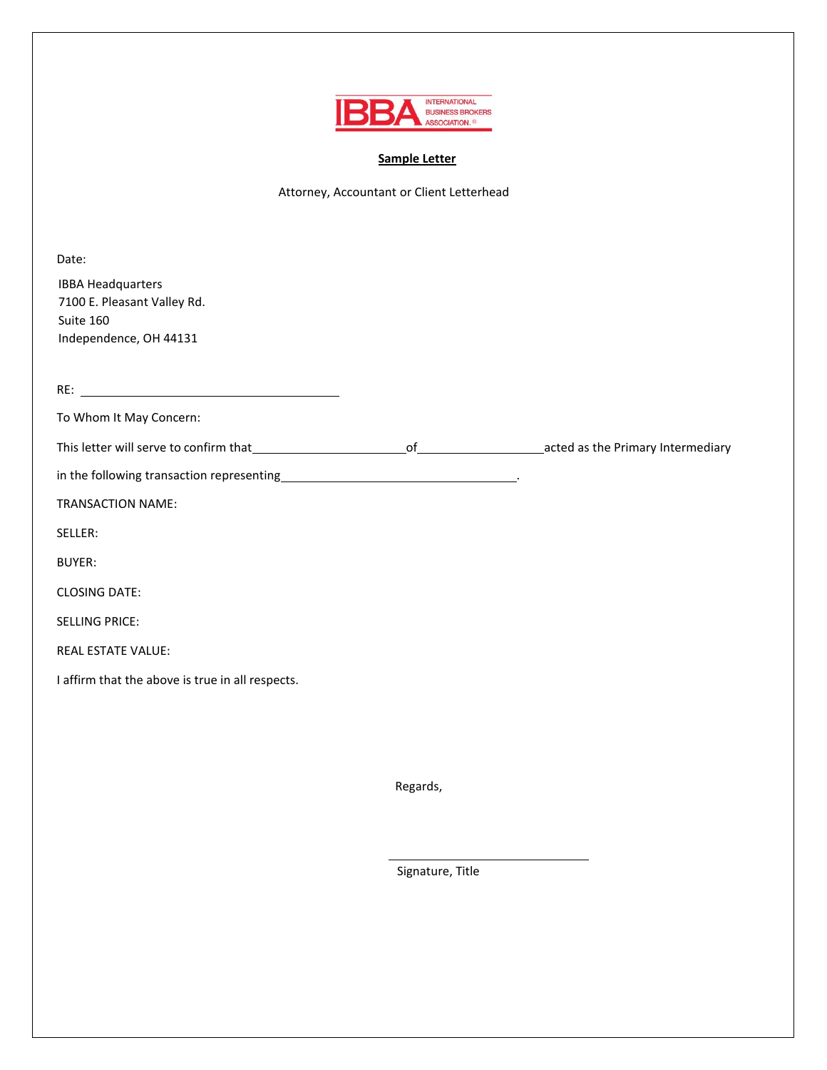INTERNATIONAL BUSINESS BROKERS ASSOCIATION.®

**Sample Letter**

Attorney, Accountant or Client Letterhead

Date:

IBBA Headquarters
7100 E. Pleasant Valley Rd.
Suite 160
Independence, OH 44131

RE: ______________________________

To Whom It May Concern:

This letter will serve to confirm that ____________________ of ________________ acted as the Primary Intermediary in the following transaction representing ______________________________.

TRANSACTION NAME:

SELLER:

BUYER:

CLOSING DATE:

SELLING PRICE:

REAL ESTATE VALUE:

I affirm that the above is true in all respects.

Regards,

________________________
Signature, Title